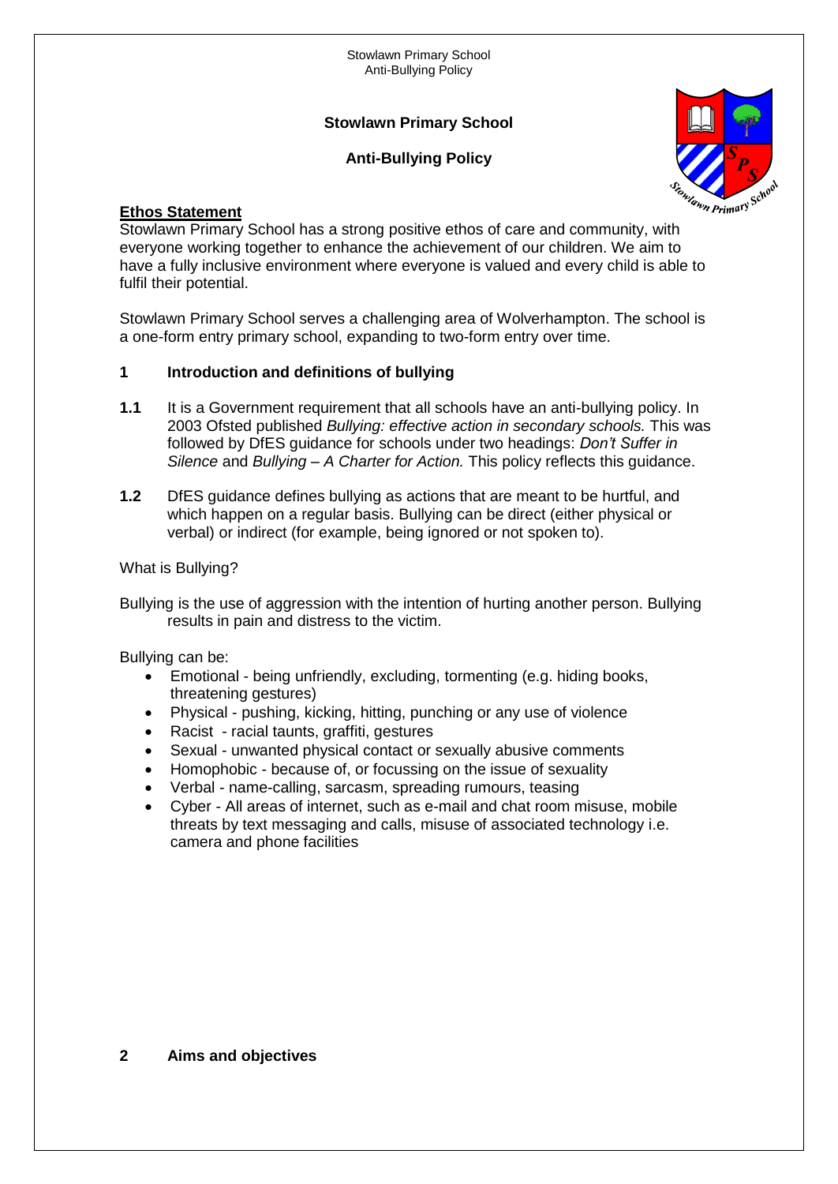# Stowlawn Primary School

## Anti-Bullying Policy

**Ethos Statement**

Stowlawn Primary School has a strong positive ethos of care and community, with everyone working together to enhance the achievement of our children. We aim to have a fully inclusive environment where everyone is valued and every child is able to fulfil their potential.

Stowlawn Primary School serves a challenging area of Wolverhampton. The school is a one-form entry primary school, expanding to two-form entry over time.

### 1 Introduction and definitions of bullying

**1.1** It is a Government requirement that all schools have an anti-bullying policy. In 2003 Ofsted published *Bullying: effective action in secondary schools.* This was followed by DfES guidance for schools under two headings: *Don't Suffer in Silence* and *Bullying – A Charter for Action.* This policy reflects this guidance.

**1.2** DfES guidance defines bullying as actions that are meant to be hurtful, and which happen on a regular basis. Bullying can be direct (either physical or verbal) or indirect (for example, being ignored or not spoken to).

What is Bullying?

Bullying is the use of aggression with the intention of hurting another person. Bullying results in pain and distress to the victim.

Bullying can be:

- Emotional - being unfriendly, excluding, tormenting (e.g. hiding books, threatening gestures)
- Physical - pushing, kicking, hitting, punching or any use of violence
- Racist - racial taunts, graffiti, gestures
- Sexual - unwanted physical contact or sexually abusive comments
- Homophobic - because of, or focussing on the issue of sexuality
- Verbal - name-calling, sarcasm, spreading rumours, teasing
- Cyber - All areas of internet, such as e-mail and chat room misuse, mobile threats by text messaging and calls, misuse of associated technology i.e. camera and phone facilities

### 2 Aims and objectives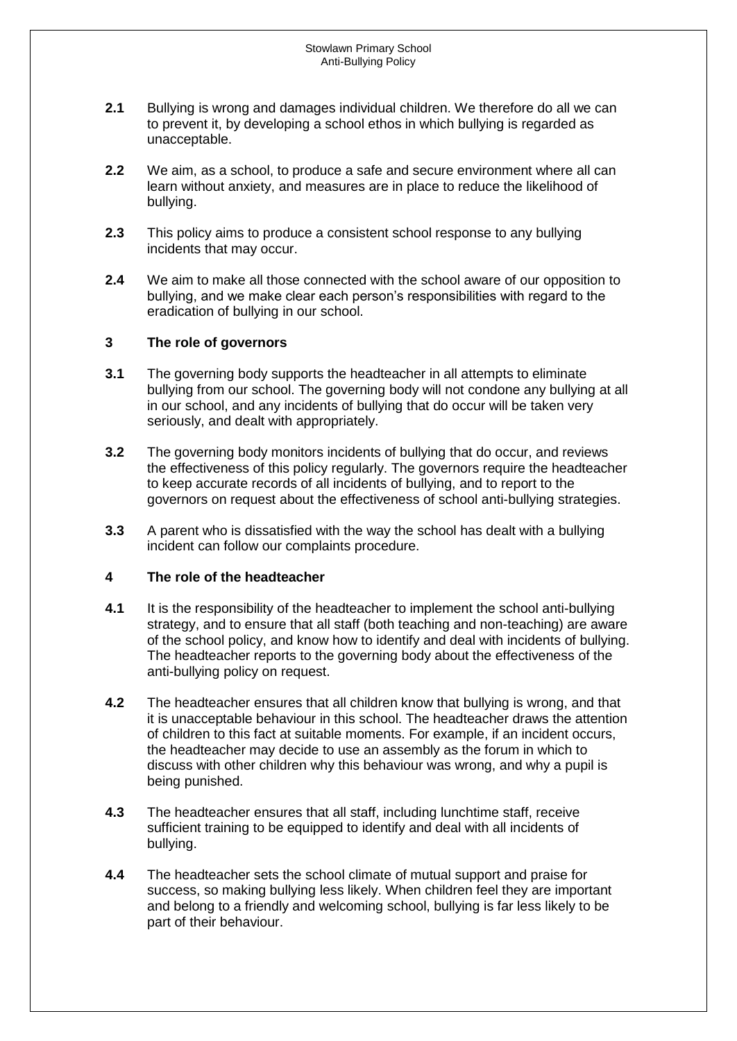**2.1** Bullying is wrong and damages individual children. We therefore do all we can to prevent it, by developing a school ethos in which bullying is regarded as unacceptable.

**2.2** We aim, as a school, to produce a safe and secure environment where all can learn without anxiety, and measures are in place to reduce the likelihood of bullying.

**2.3** This policy aims to produce a consistent school response to any bullying incidents that may occur.

**2.4** We aim to make all those connected with the school aware of our opposition to bullying, and we make clear each person's responsibilities with regard to the eradication of bullying in our school.

## 3 The role of governors

**3.1** The governing body supports the headteacher in all attempts to eliminate bullying from our school. The governing body will not condone any bullying at all in our school, and any incidents of bullying that do occur will be taken very seriously, and dealt with appropriately.

**3.2** The governing body monitors incidents of bullying that do occur, and reviews the effectiveness of this policy regularly. The governors require the headteacher to keep accurate records of all incidents of bullying, and to report to the governors on request about the effectiveness of school anti-bullying strategies.

**3.3** A parent who is dissatisfied with the way the school has dealt with a bullying incident can follow our complaints procedure.

## 4 The role of the headteacher

**4.1** It is the responsibility of the headteacher to implement the school anti-bullying strategy, and to ensure that all staff (both teaching and non-teaching) are aware of the school policy, and know how to identify and deal with incidents of bullying. The headteacher reports to the governing body about the effectiveness of the anti-bullying policy on request.

**4.2** The headteacher ensures that all children know that bullying is wrong, and that it is unacceptable behaviour in this school. The headteacher draws the attention of children to this fact at suitable moments. For example, if an incident occurs, the headteacher may decide to use an assembly as the forum in which to discuss with other children why this behaviour was wrong, and why a pupil is being punished.

**4.3** The headteacher ensures that all staff, including lunchtime staff, receive sufficient training to be equipped to identify and deal with all incidents of bullying.

**4.4** The headteacher sets the school climate of mutual support and praise for success, so making bullying less likely. When children feel they are important and belong to a friendly and welcoming school, bullying is far less likely to be part of their behaviour.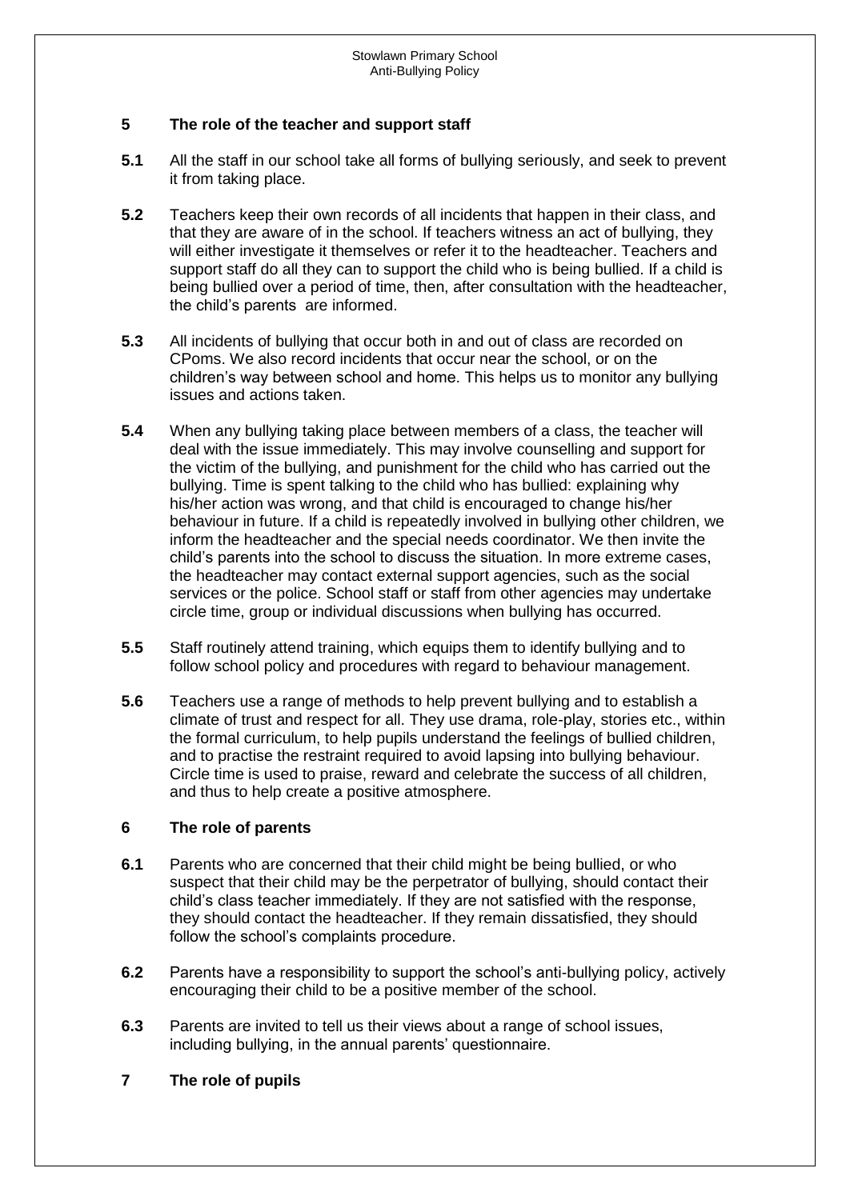## 5 The role of the teacher and support staff

**5.1** All the staff in our school take all forms of bullying seriously, and seek to prevent it from taking place.

**5.2** Teachers keep their own records of all incidents that happen in their class, and that they are aware of in the school. If teachers witness an act of bullying, they will either investigate it themselves or refer it to the headteacher. Teachers and support staff do all they can to support the child who is being bullied. If a child is being bullied over a period of time, then, after consultation with the headteacher, the child's parents are informed.

**5.3** All incidents of bullying that occur both in and out of class are recorded on CPoms. We also record incidents that occur near the school, or on the children's way between school and home. This helps us to monitor any bullying issues and actions taken.

**5.4** When any bullying taking place between members of a class, the teacher will deal with the issue immediately. This may involve counselling and support for the victim of the bullying, and punishment for the child who has carried out the bullying. Time is spent talking to the child who has bullied: explaining why his/her action was wrong, and that child is encouraged to change his/her behaviour in future. If a child is repeatedly involved in bullying other children, we inform the headteacher and the special needs coordinator. We then invite the child's parents into the school to discuss the situation. In more extreme cases, the headteacher may contact external support agencies, such as the social services or the police. School staff or staff from other agencies may undertake circle time, group or individual discussions when bullying has occurred.

**5.5** Staff routinely attend training, which equips them to identify bullying and to follow school policy and procedures with regard to behaviour management.

**5.6** Teachers use a range of methods to help prevent bullying and to establish a climate of trust and respect for all. They use drama, role-play, stories etc., within the formal curriculum, to help pupils understand the feelings of bullied children, and to practise the restraint required to avoid lapsing into bullying behaviour. Circle time is used to praise, reward and celebrate the success of all children, and thus to help create a positive atmosphere.

## 6 The role of parents

**6.1** Parents who are concerned that their child might be being bullied, or who suspect that their child may be the perpetrator of bullying, should contact their child's class teacher immediately. If they are not satisfied with the response, they should contact the headteacher. If they remain dissatisfied, they should follow the school's complaints procedure.

**6.2** Parents have a responsibility to support the school's anti-bullying policy, actively encouraging their child to be a positive member of the school.

**6.3** Parents are invited to tell us their views about a range of school issues, including bullying, in the annual parents' questionnaire.

## 7 The role of pupils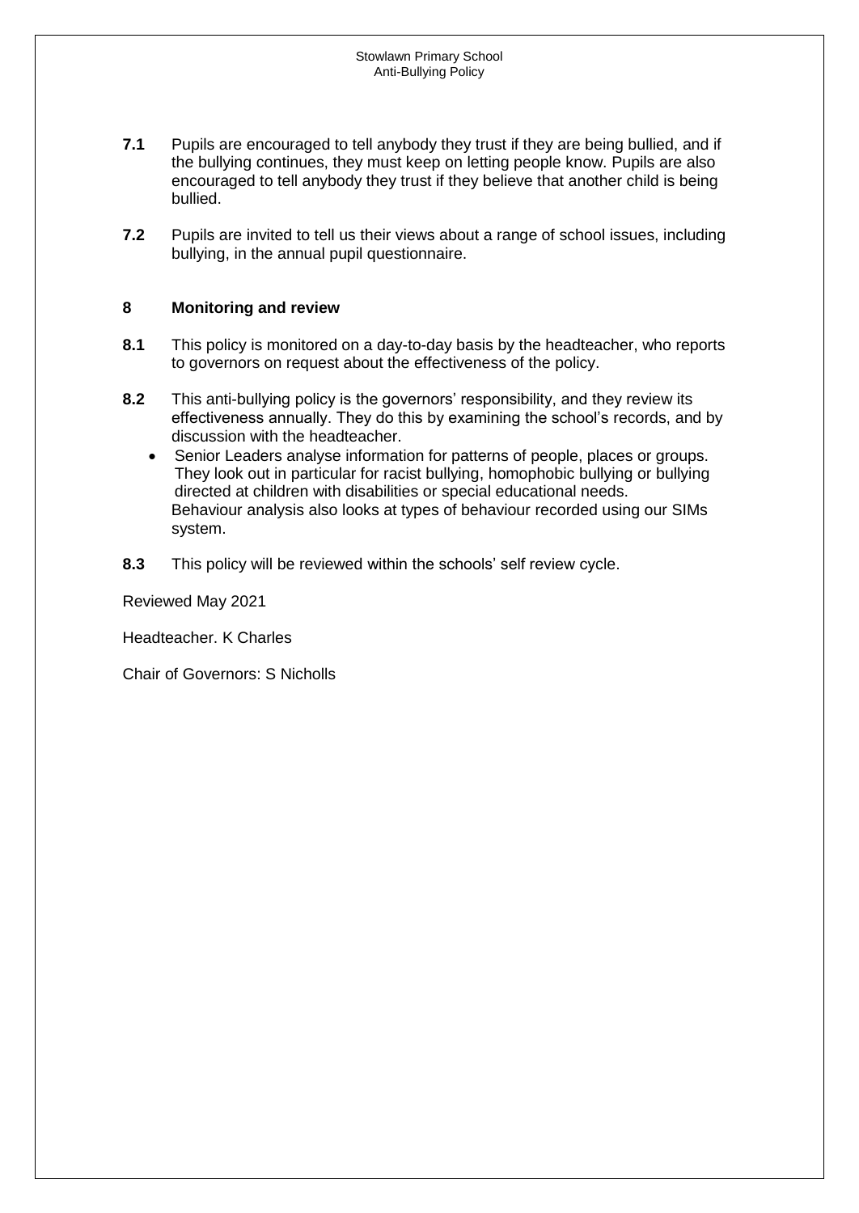**7.1** Pupils are encouraged to tell anybody they trust if they are being bullied, and if the bullying continues, they must keep on letting people know. Pupils are also encouraged to tell anybody they trust if they believe that another child is being bullied.

**7.2** Pupils are invited to tell us their views about a range of school issues, including bullying, in the annual pupil questionnaire.

## 8 Monitoring and review

**8.1** This policy is monitored on a day-to-day basis by the headteacher, who reports to governors on request about the effectiveness of the policy.

**8.2** This anti-bullying policy is the governors' responsibility, and they review its effectiveness annually. They do this by examining the school's records, and by discussion with the headteacher.

- Senior Leaders analyse information for patterns of people, places or groups. They look out in particular for racist bullying, homophobic bullying or bullying directed at children with disabilities or special educational needs. Behaviour analysis also looks at types of behaviour recorded using our SIMs system.

**8.3** This policy will be reviewed within the schools' self review cycle.

Reviewed May 2021

Headteacher. K Charles

Chair of Governors: S Nicholls